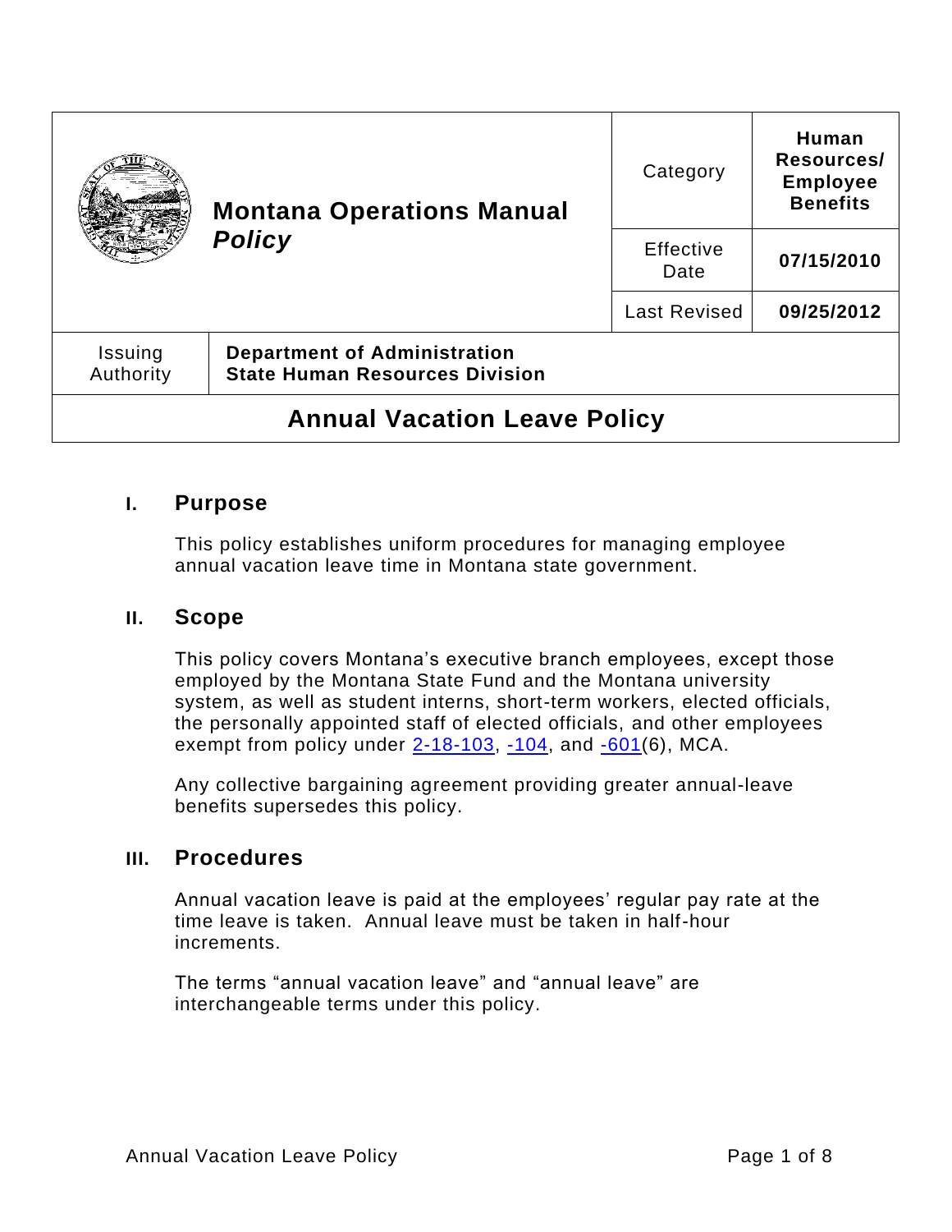| Montana Operations Manual *Policy* | Category | **Human Resources/ Employee Benefits** |
| --- | --- | --- |
| | Effective Date | **07/15/2010** |
| | Last Revised | **09/25/2012** |

| Issuing Authority | **Department of Administration State Human Resources Division** |
| --- | --- |

# Annual Vacation Leave Policy

## I. Purpose

This policy establishes uniform procedures for managing employee annual vacation leave time in Montana state government.

## II. Scope

This policy covers Montana's executive branch employees, except those employed by the Montana State Fund and the Montana university system, as well as student interns, short-term workers, elected officials, the personally appointed staff of elected officials, and other employees exempt from policy under 2-18-103, -104, and -601(6), MCA.

Any collective bargaining agreement providing greater annual-leave benefits supersedes this policy.

## III. Procedures

Annual vacation leave is paid at the employees' regular pay rate at the time leave is taken. Annual leave must be taken in half-hour increments.

The terms "annual vacation leave" and "annual leave" are interchangeable terms under this policy.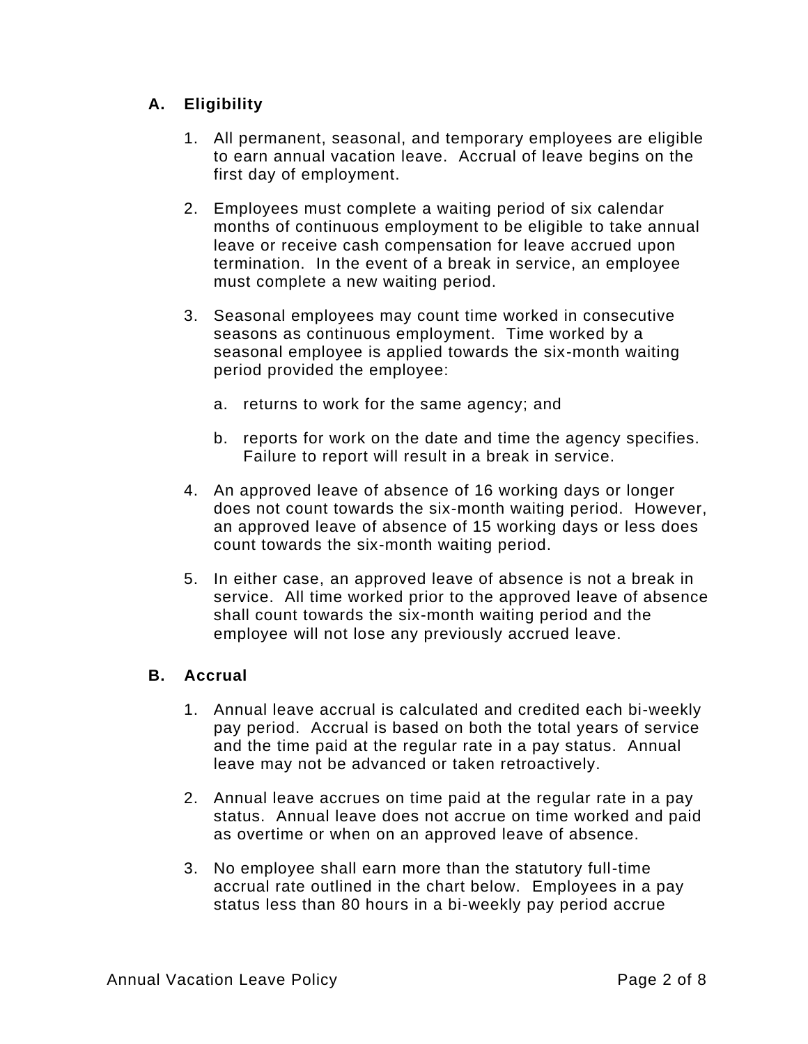## A. Eligibility

1. All permanent, seasonal, and temporary employees are eligible to earn annual vacation leave. Accrual of leave begins on the first day of employment.

2. Employees must complete a waiting period of six calendar months of continuous employment to be eligible to take annual leave or receive cash compensation for leave accrued upon termination. In the event of a break in service, an employee must complete a new waiting period.

3. Seasonal employees may count time worked in consecutive seasons as continuous employment. Time worked by a seasonal employee is applied towards the six-month waiting period provided the employee:

   a. returns to work for the same agency; and

   b. reports for work on the date and time the agency specifies. Failure to report will result in a break in service.

4. An approved leave of absence of 16 working days or longer does not count towards the six-month waiting period. However, an approved leave of absence of 15 working days or less does count towards the six-month waiting period.

5. In either case, an approved leave of absence is not a break in service. All time worked prior to the approved leave of absence shall count towards the six-month waiting period and the employee will not lose any previously accrued leave.

## B. Accrual

1. Annual leave accrual is calculated and credited each bi-weekly pay period. Accrual is based on both the total years of service and the time paid at the regular rate in a pay status. Annual leave may not be advanced or taken retroactively.

2. Annual leave accrues on time paid at the regular rate in a pay status. Annual leave does not accrue on time worked and paid as overtime or when on an approved leave of absence.

3. No employee shall earn more than the statutory full-time accrual rate outlined in the chart below. Employees in a pay status less than 80 hours in a bi-weekly pay period accrue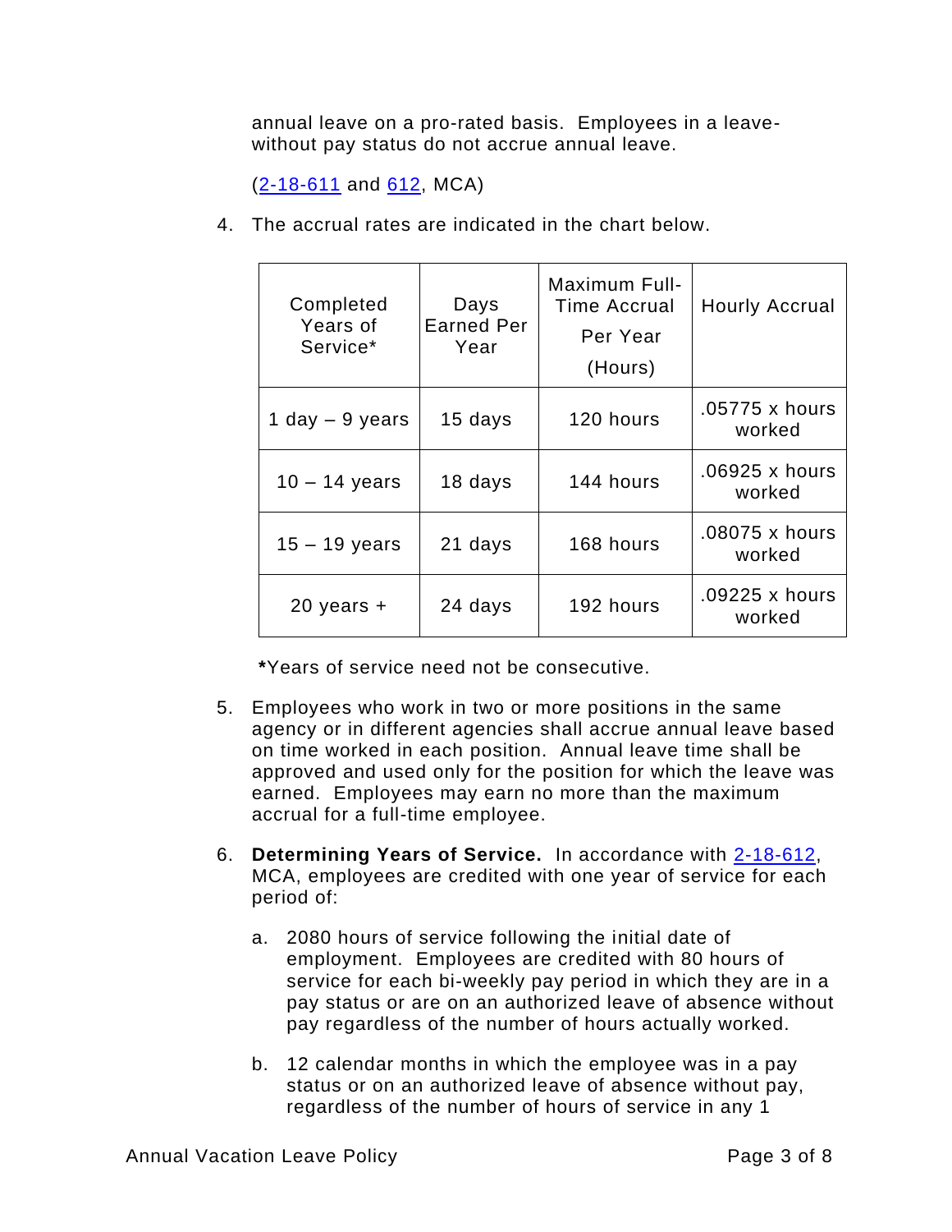annual leave on a pro-rated basis. Employees in a leave-without pay status do not accrue annual leave.

([2-18-611](2-18-611) and [612](612), MCA)

4. The accrual rates are indicated in the chart below.

| Completed Years of Service* | Days Earned Per Year | Maximum Full-Time Accrual Per Year (Hours) | Hourly Accrual |
|---|---|---|---|
| 1 day – 9 years | 15 days | 120 hours | .05775 x hours worked |
| 10 – 14 years | 18 days | 144 hours | .06925 x hours worked |
| 15 – 19 years | 21 days | 168 hours | .08075 x hours worked |
| 20 years + | 24 days | 192 hours | .09225 x hours worked |

**\***Years of service need not be consecutive.

5. Employees who work in two or more positions in the same agency or in different agencies shall accrue annual leave based on time worked in each position. Annual leave time shall be approved and used only for the position for which the leave was earned. Employees may earn no more than the maximum accrual for a full-time employee.

6. **Determining Years of Service.** In accordance with [2-18-612](2-18-612), MCA, employees are credited with one year of service for each period of:

   a. 2080 hours of service following the initial date of employment. Employees are credited with 80 hours of service for each bi-weekly pay period in which they are in a pay status or are on an authorized leave of absence without pay regardless of the number of hours actually worked.

   b. 12 calendar months in which the employee was in a pay status or on an authorized leave of absence without pay, regardless of the number of hours of service in any 1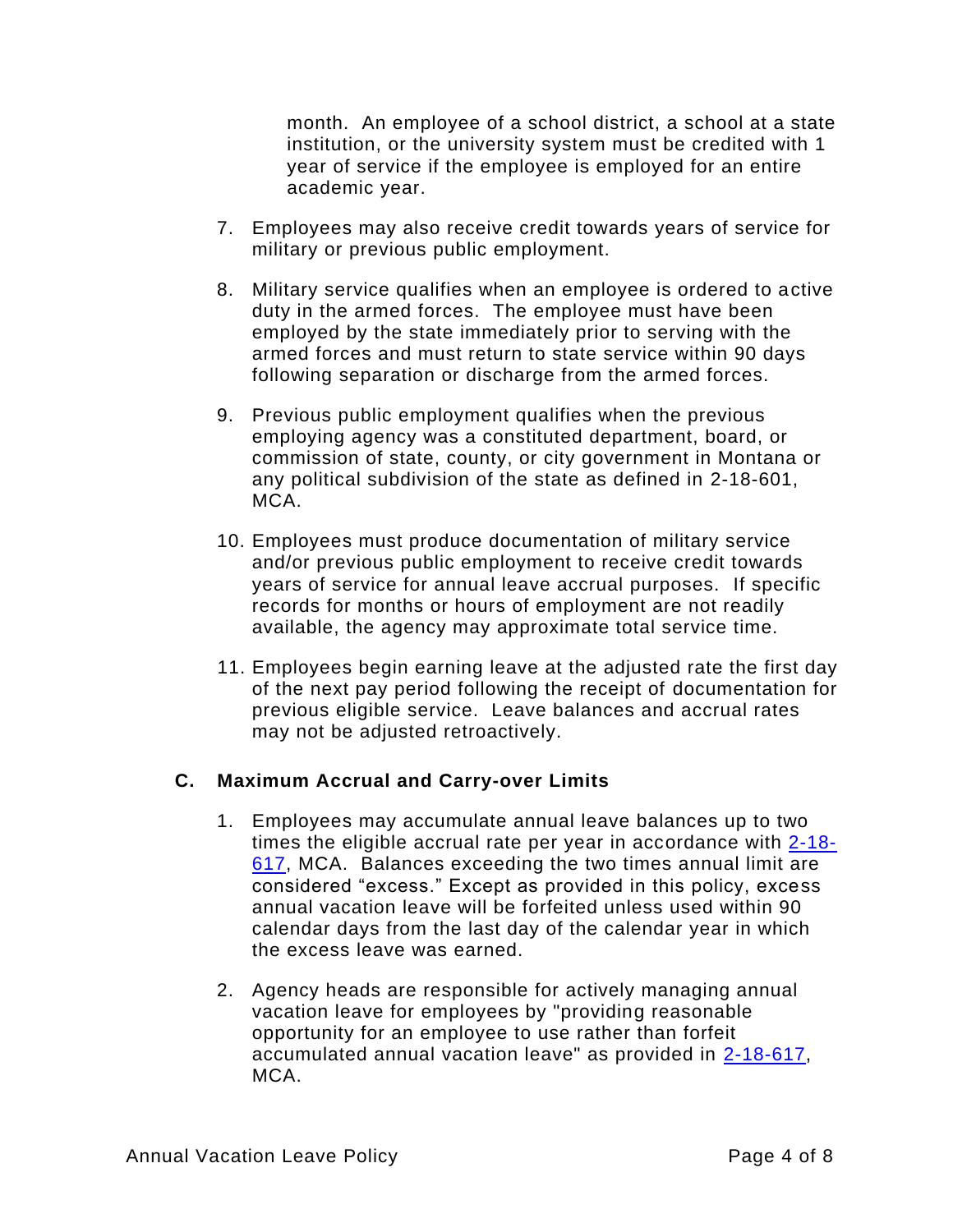month. An employee of a school district, a school at a state institution, or the university system must be credited with 1 year of service if the employee is employed for an entire academic year.

7. Employees may also receive credit towards years of service for military or previous public employment.

8. Military service qualifies when an employee is ordered to active duty in the armed forces. The employee must have been employed by the state immediately prior to serving with the armed forces and must return to state service within 90 days following separation or discharge from the armed forces.

9. Previous public employment qualifies when the previous employing agency was a constituted department, board, or commission of state, county, or city government in Montana or any political subdivision of the state as defined in 2-18-601, MCA.

10. Employees must produce documentation of military service and/or previous public employment to receive credit towards years of service for annual leave accrual purposes. If specific records for months or hours of employment are not readily available, the agency may approximate total service time.

11. Employees begin earning leave at the adjusted rate the first day of the next pay period following the receipt of documentation for previous eligible service. Leave balances and accrual rates may not be adjusted retroactively.

### C. Maximum Accrual and Carry-over Limits

1. Employees may accumulate annual leave balances up to two times the eligible accrual rate per year in accordance with 2-18-617, MCA. Balances exceeding the two times annual limit are considered "excess." Except as provided in this policy, excess annual vacation leave will be forfeited unless used within 90 calendar days from the last day of the calendar year in which the excess leave was earned.

2. Agency heads are responsible for actively managing annual vacation leave for employees by "providing reasonable opportunity for an employee to use rather than forfeit accumulated annual vacation leave" as provided in 2-18-617, MCA.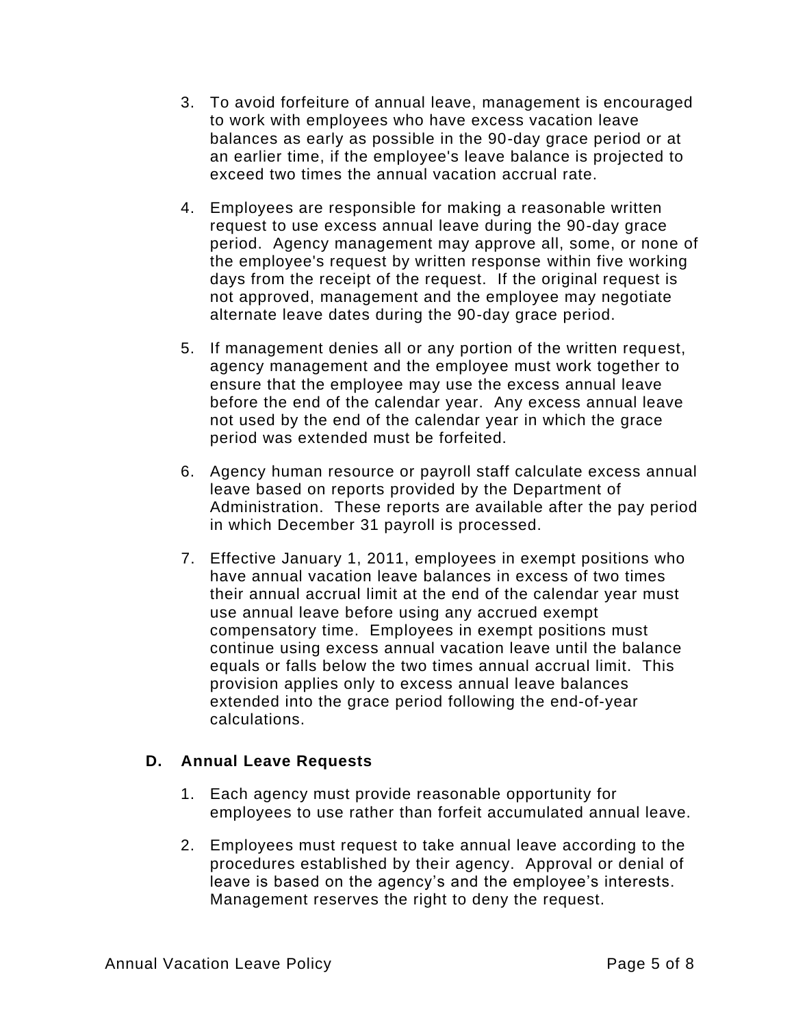3. To avoid forfeiture of annual leave, management is encouraged to work with employees who have excess vacation leave balances as early as possible in the 90-day grace period or at an earlier time, if the employee's leave balance is projected to exceed two times the annual vacation accrual rate.

4. Employees are responsible for making a reasonable written request to use excess annual leave during the 90-day grace period. Agency management may approve all, some, or none of the employee's request by written response within five working days from the receipt of the request. If the original request is not approved, management and the employee may negotiate alternate leave dates during the 90-day grace period.

5. If management denies all or any portion of the written request, agency management and the employee must work together to ensure that the employee may use the excess annual leave before the end of the calendar year. Any excess annual leave not used by the end of the calendar year in which the grace period was extended must be forfeited.

6. Agency human resource or payroll staff calculate excess annual leave based on reports provided by the Department of Administration. These reports are available after the pay period in which December 31 payroll is processed.

7. Effective January 1, 2011, employees in exempt positions who have annual vacation leave balances in excess of two times their annual accrual limit at the end of the calendar year must use annual leave before using any accrued exempt compensatory time. Employees in exempt positions must continue using excess annual vacation leave until the balance equals or falls below the two times annual accrual limit. This provision applies only to excess annual leave balances extended into the grace period following the end-of-year calculations.

## D. Annual Leave Requests

1. Each agency must provide reasonable opportunity for employees to use rather than forfeit accumulated annual leave.

2. Employees must request to take annual leave according to the procedures established by their agency. Approval or denial of leave is based on the agency's and the employee's interests. Management reserves the right to deny the request.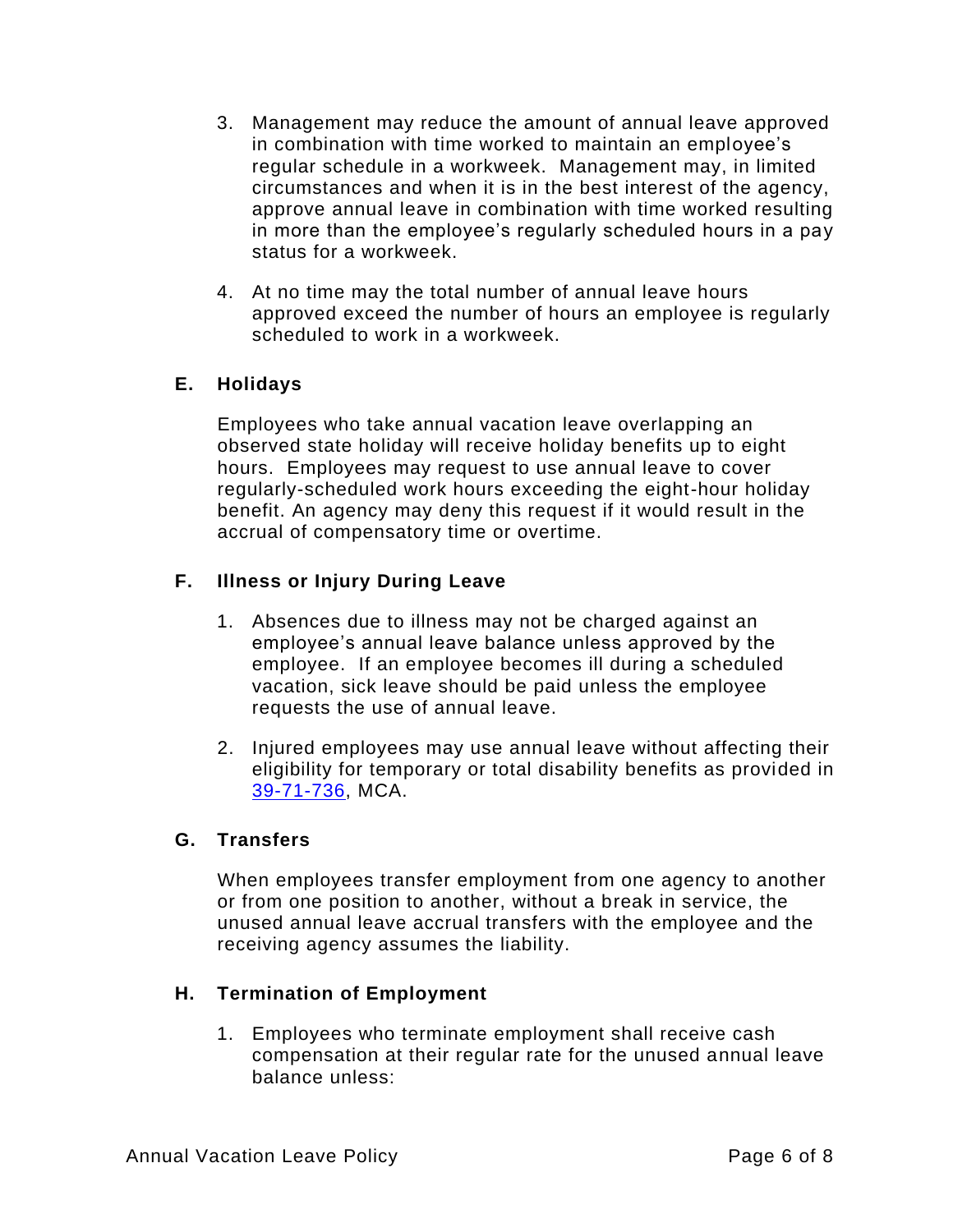3. Management may reduce the amount of annual leave approved in combination with time worked to maintain an employee's regular schedule in a workweek. Management may, in limited circumstances and when it is in the best interest of the agency, approve annual leave in combination with time worked resulting in more than the employee's regularly scheduled hours in a pay status for a workweek.

4. At no time may the total number of annual leave hours approved exceed the number of hours an employee is regularly scheduled to work in a workweek.

### E. Holidays

Employees who take annual vacation leave overlapping an observed state holiday will receive holiday benefits up to eight hours. Employees may request to use annual leave to cover regularly-scheduled work hours exceeding the eight-hour holiday benefit. An agency may deny this request if it would result in the accrual of compensatory time or overtime.

### F. Illness or Injury During Leave

1. Absences due to illness may not be charged against an employee's annual leave balance unless approved by the employee. If an employee becomes ill during a scheduled vacation, sick leave should be paid unless the employee requests the use of annual leave.

2. Injured employees may use annual leave without affecting their eligibility for temporary or total disability benefits as provided in 39-71-736, MCA.

### G. Transfers

When employees transfer employment from one agency to another or from one position to another, without a break in service, the unused annual leave accrual transfers with the employee and the receiving agency assumes the liability.

### H. Termination of Employment

1. Employees who terminate employment shall receive cash compensation at their regular rate for the unused annual leave balance unless: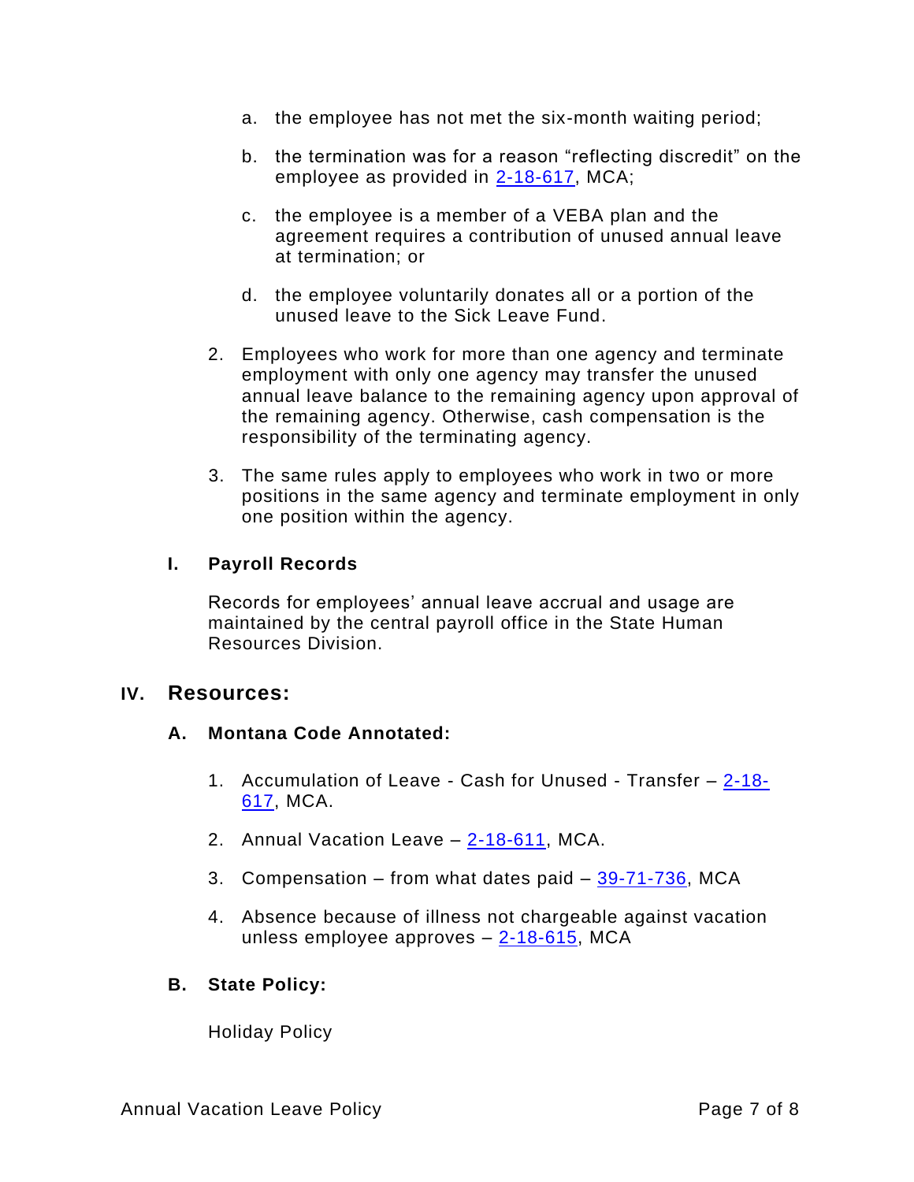a. the employee has not met the six-month waiting period;

b. the termination was for a reason "reflecting discredit" on the employee as provided in 2-18-617, MCA;

c. the employee is a member of a VEBA plan and the agreement requires a contribution of unused annual leave at termination; or

d. the employee voluntarily donates all or a portion of the unused leave to the Sick Leave Fund.

2. Employees who work for more than one agency and terminate employment with only one agency may transfer the unused annual leave balance to the remaining agency upon approval of the remaining agency. Otherwise, cash compensation is the responsibility of the terminating agency.

3. The same rules apply to employees who work in two or more positions in the same agency and terminate employment in only one position within the agency.

### I. Payroll Records

Records for employees' annual leave accrual and usage are maintained by the central payroll office in the State Human Resources Division.

## IV. Resources:

### A. Montana Code Annotated:

1. Accumulation of Leave - Cash for Unused - Transfer – 2-18-617, MCA.

2. Annual Vacation Leave – 2-18-611, MCA.

3. Compensation – from what dates paid – 39-71-736, MCA

4. Absence because of illness not chargeable against vacation unless employee approves – 2-18-615, MCA

### B. State Policy:

Holiday Policy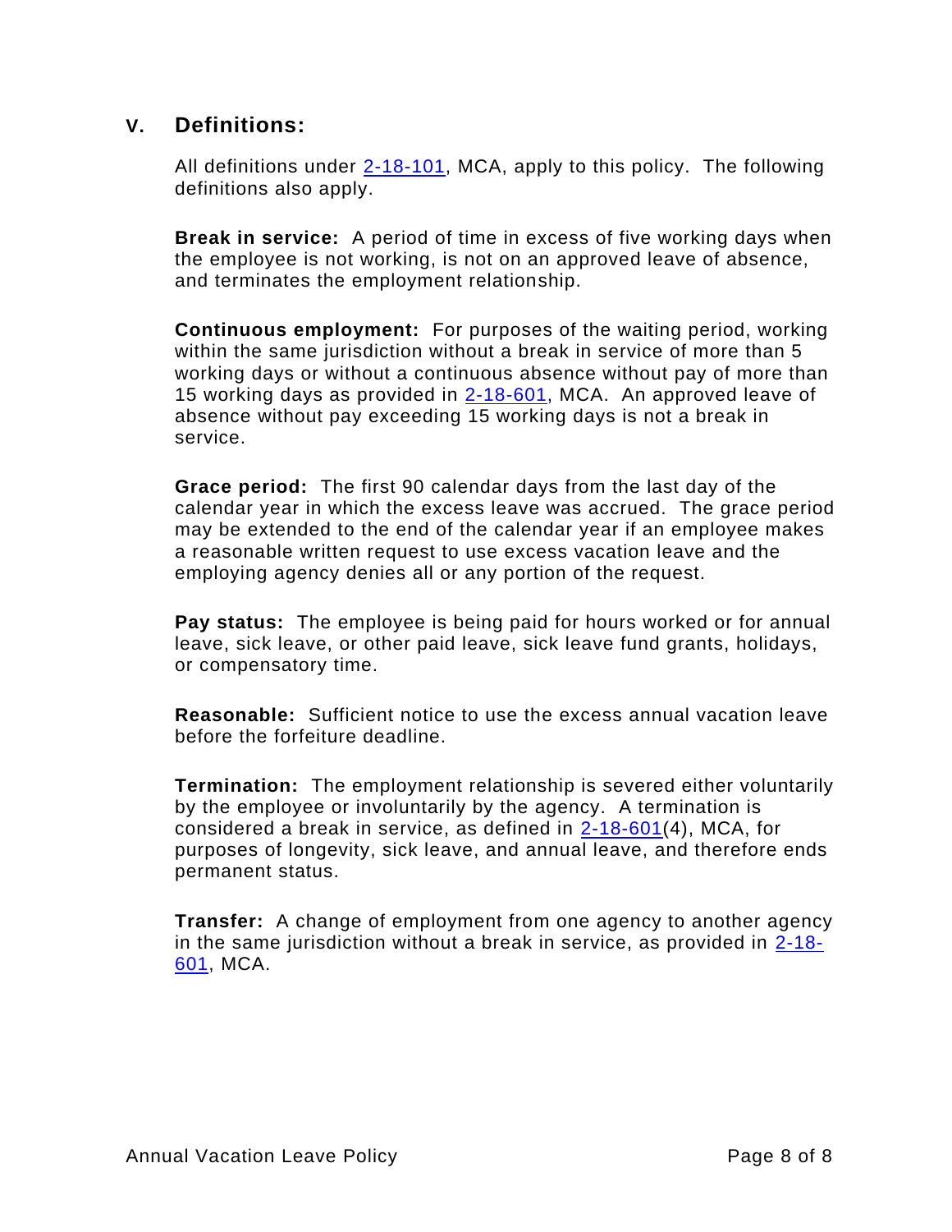## V. Definitions:

All definitions under 2-18-101, MCA, apply to this policy. The following definitions also apply.

**Break in service:** A period of time in excess of five working days when the employee is not working, is not on an approved leave of absence, and terminates the employment relationship.

**Continuous employment:** For purposes of the waiting period, working within the same jurisdiction without a break in service of more than 5 working days or without a continuous absence without pay of more than 15 working days as provided in 2-18-601, MCA. An approved leave of absence without pay exceeding 15 working days is not a break in service.

**Grace period:** The first 90 calendar days from the last day of the calendar year in which the excess leave was accrued. The grace period may be extended to the end of the calendar year if an employee makes a reasonable written request to use excess vacation leave and the employing agency denies all or any portion of the request.

**Pay status:** The employee is being paid for hours worked or for annual leave, sick leave, or other paid leave, sick leave fund grants, holidays, or compensatory time.

**Reasonable:** Sufficient notice to use the excess annual vacation leave before the forfeiture deadline.

**Termination:** The employment relationship is severed either voluntarily by the employee or involuntarily by the agency. A termination is considered a break in service, as defined in 2-18-601(4), MCA, for purposes of longevity, sick leave, and annual leave, and therefore ends permanent status.

**Transfer:** A change of employment from one agency to another agency in the same jurisdiction without a break in service, as provided in 2-18-601, MCA.